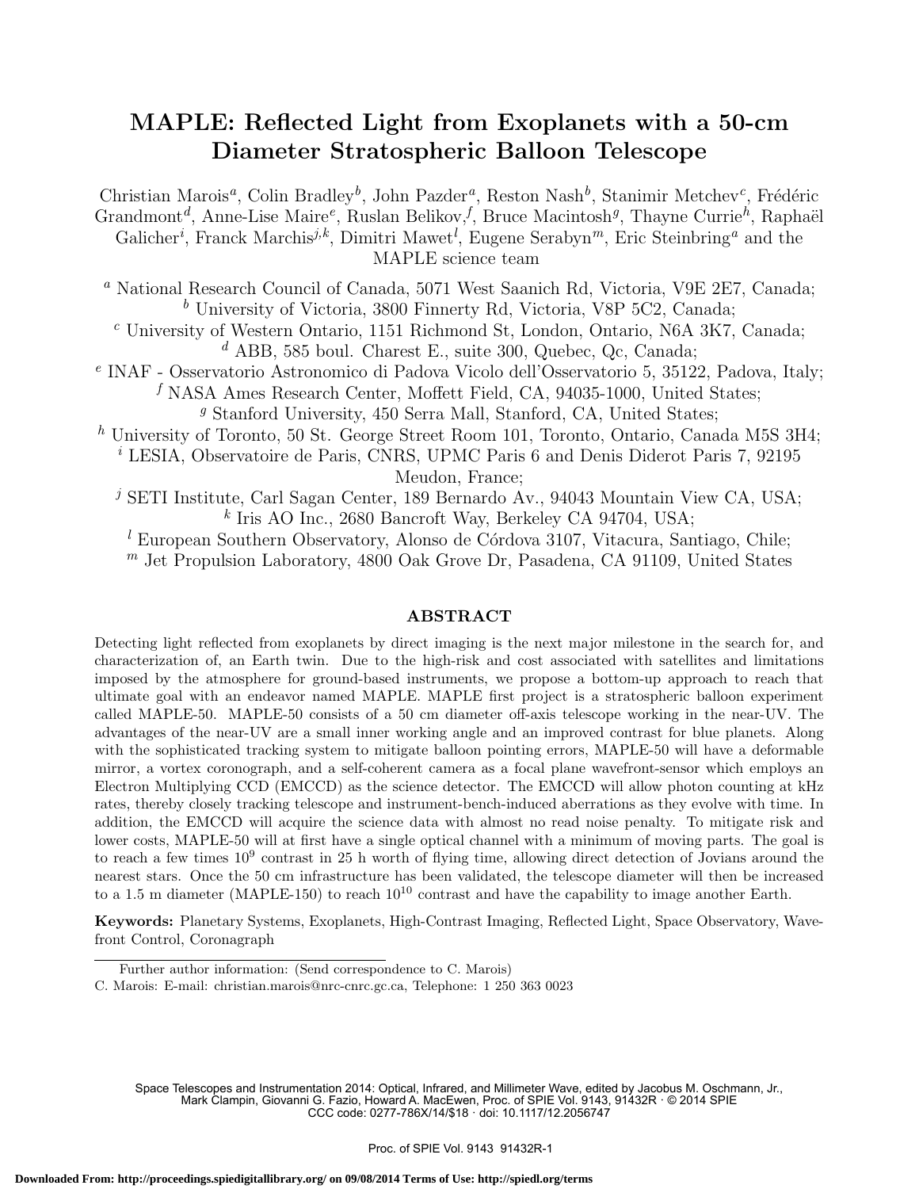# MAPLE: Reflected Light from Exoplanets with a 50-cm Diameter Stratospheric Balloon Telescope

Christian Marois[a], Colin Bradley[b], John Pazder[a], Reston Nash[b], Stanimir Metchev[c], Frédéric Grandmont[d], Anne-Lise Maire[e], Ruslan Belikov[f], Bruce Macintosh[g], Thayne Currie[h], Raphaël Galicher[i], Franck Marchis[j,k], Dimitri Mawet[l], Eugene Serabyn[m], Eric Steinbring[a] and the MAPLE science team

[a] National Research Council of Canada, 5071 West Saanich Rd, Victoria, V9E 2E7, Canada;
[b] University of Victoria, 3800 Finnerty Rd, Victoria, V8P 5C2, Canada;
[c] University of Western Ontario, 1151 Richmond St, London, Ontario, N6A 3K7, Canada;
[d] ABB, 585 boul. Charest E., suite 300, Quebec, Qc, Canada;
[e] INAF - Osservatorio Astronomico di Padova Vicolo dell'Osservatorio 5, 35122, Padova, Italy;
[f] NASA Ames Research Center, Moffett Field, CA, 94035-1000, United States;
[g] Stanford University, 450 Serra Mall, Stanford, CA, United States;
[h] University of Toronto, 50 St. George Street Room 101, Toronto, Ontario, Canada M5S 3H4;
[i] LESIA, Observatoire de Paris, CNRS, UPMC Paris 6 and Denis Diderot Paris 7, 92195 Meudon, France;
[j] SETI Institute, Carl Sagan Center, 189 Bernardo Av., 94043 Mountain View CA, USA;
[k] Iris AO Inc., 2680 Bancroft Way, Berkeley CA 94704, USA;
[l] European Southern Observatory, Alonso de Córdova 3107, Vitacura, Santiago, Chile;
[m] Jet Propulsion Laboratory, 4800 Oak Grove Dr, Pasadena, CA 91109, United States

## ABSTRACT

Detecting light reflected from exoplanets by direct imaging is the next major milestone in the search for, and characterization of, an Earth twin. Due to the high-risk and cost associated with satellites and limitations imposed by the atmosphere for ground-based instruments, we propose a bottom-up approach to reach that ultimate goal with an endeavor named MAPLE. MAPLE first project is a stratospheric balloon experiment called MAPLE-50. MAPLE-50 consists of a 50 cm diameter off-axis telescope working in the near-UV. The advantages of the near-UV are a small inner working angle and an improved contrast for blue planets. Along with the sophisticated tracking system to mitigate balloon pointing errors, MAPLE-50 will have a deformable mirror, a vortex coronograph, and a self-coherent camera as a focal plane wavefront-sensor which employs an Electron Multiplying CCD (EMCCD) as the science detector. The EMCCD will allow photon counting at kHz rates, thereby closely tracking telescope and instrument-bench-induced aberrations as they evolve with time. In addition, the EMCCD will acquire the science data with almost no read noise penalty. To mitigate risk and lower costs, MAPLE-50 will at first have a single optical channel with a minimum of moving parts. The goal is to reach a few times $10^9$ contrast in 25 h worth of flying time, allowing direct detection of Jovians around the nearest stars. Once the 50 cm infrastructure has been validated, the telescope diameter will then be increased to a 1.5 m diameter (MAPLE-150) to reach $10^{10}$ contrast and have the capability to image another Earth.

**Keywords:** Planetary Systems, Exoplanets, High-Contrast Imaging, Reflected Light, Space Observatory, Wavefront Control, Coronagraph

Further author information: (Send correspondence to C. Marois)
C. Marois: E-mail: christian.marois@nrc-cnrc.gc.ca, Telephone: 1 250 363 0023

Space Telescopes and Instrumentation 2014: Optical, Infrared, and Millimeter Wave, edited by Jacobus M. Oschmann, Jr., Mark Clampin, Giovanni G. Fazio, Howard A. MacEwen, Proc. of SPIE Vol. 9143, 91432R · © 2014 SPIE
CCC code: 0277-786X/14/$18 · doi: 10.1117/12.2056747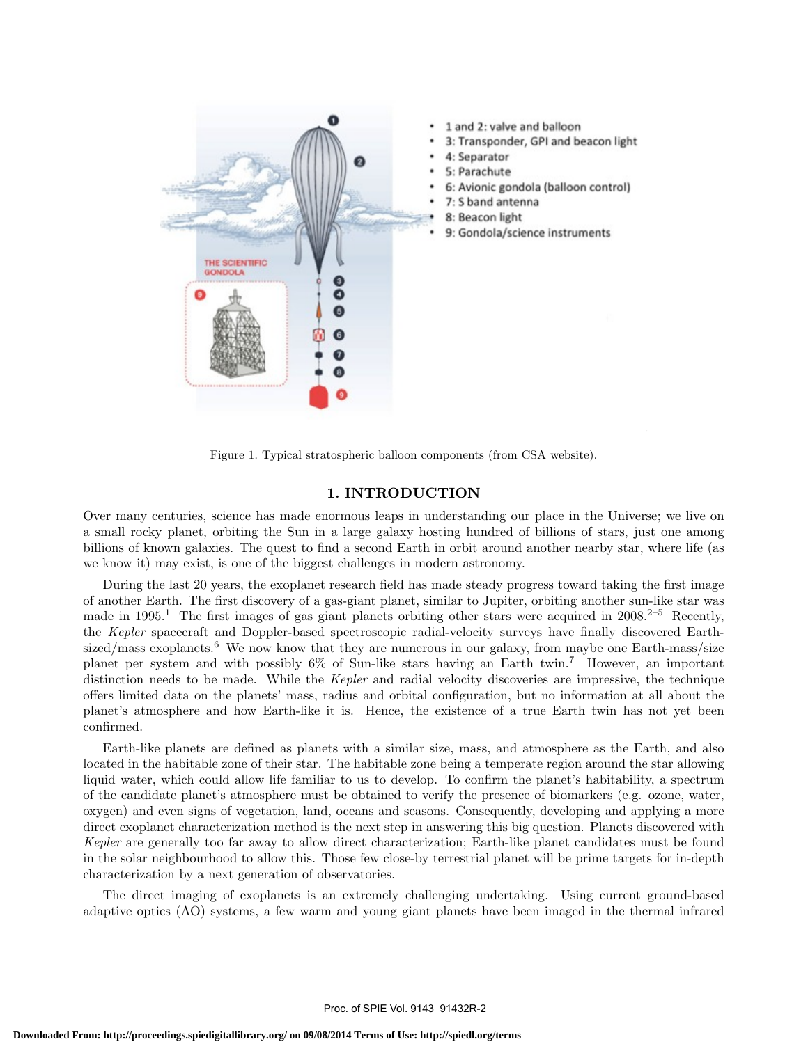- 1 and 2: valve and balloon
- 3: Transponder, GPI and beacon light
- 4: Separator
- 5: Parachute
- 6: Avionic gondola (balloon control)
- 7: S band antenna
- 8: Beacon light
- 9: Gondola/science instruments

Figure 1. Typical stratospheric balloon components (from CSA website).

## 1. INTRODUCTION

Over many centuries, science has made enormous leaps in understanding our place in the Universe; we live on a small rocky planet, orbiting the Sun in a large galaxy hosting hundred of billions of stars, just one among billions of known galaxies. The quest to find a second Earth in orbit around another nearby star, where life (as we know it) may exist, is one of the biggest challenges in modern astronomy.

During the last 20 years, the exoplanet research field has made steady progress toward taking the first image of another Earth. The first discovery of a gas-giant planet, similar to Jupiter, orbiting another sun-like star was made in 1995.[1] The first images of gas giant planets orbiting other stars were acquired in 2008.[2–5] Recently, the *Kepler* spacecraft and Doppler-based spectroscopic radial-velocity surveys have finally discovered Earth-sized/mass exoplanets.[6] We now know that they are numerous in our galaxy, from maybe one Earth-mass/size planet per system and with possibly 6% of Sun-like stars having an Earth twin.[7] However, an important distinction needs to be made. While the *Kepler* and radial velocity discoveries are impressive, the technique offers limited data on the planets' mass, radius and orbital configuration, but no information at all about the planet's atmosphere and how Earth-like it is. Hence, the existence of a true Earth twin has not yet been confirmed.

Earth-like planets are defined as planets with a similar size, mass, and atmosphere as the Earth, and also located in the habitable zone of their star. The habitable zone being a temperate region around the star allowing liquid water, which could allow life familiar to us to develop. To confirm the planet's habitability, a spectrum of the candidate planet's atmosphere must be obtained to verify the presence of biomarkers (e.g. ozone, water, oxygen) and even signs of vegetation, land, oceans and seasons. Consequently, developing and applying a more direct exoplanet characterization method is the next step in answering this big question. Planets discovered with *Kepler* are generally too far away to allow direct characterization; Earth-like planet candidates must be found in the solar neighbourhood to allow this. Those few close-by terrestrial planet will be prime targets for in-depth characterization by a next generation of observatories.

The direct imaging of exoplanets is an extremely challenging undertaking. Using current ground-based adaptive optics (AO) systems, a few warm and young giant planets have been imaged in the thermal infrared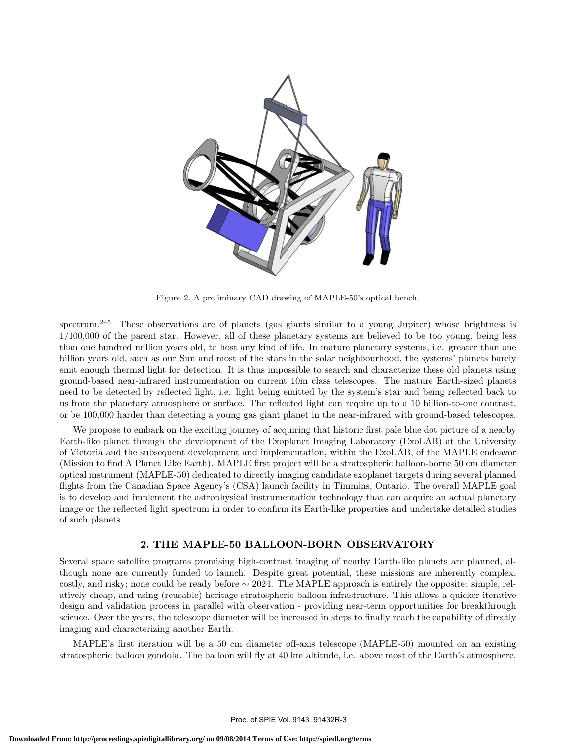Figure 2. A preliminary CAD drawing of MAPLE-50's optical bench.

spectrum.[2–5] These observations are of planets (gas giants similar to a young Jupiter) whose brightness is 1/100,000 of the parent star. However, all of these planetary systems are believed to be too young, being less than one hundred million years old, to host any kind of life. In mature planetary systems, i.e. greater than one billion years old, such as our Sun and most of the stars in the solar neighbourhood, the systems' planets barely emit enough thermal light for detection. It is thus impossible to search and characterize these old planets using ground-based near-infrared instrumentation on current 10m class telescopes. The mature Earth-sized planets need to be detected by reflected light, i.e. light being emitted by the system's star and being reflected back to us from the planetary atmosphere or surface. The reflected light can require up to a 10 billion-to-one contrast, or be 100,000 harder than detecting a young gas giant planet in the near-infrared with ground-based telescopes.

We propose to embark on the exciting journey of acquiring that historic first pale blue dot picture of a nearby Earth-like planet through the development of the Exoplanet Imaging Laboratory (ExoLAB) at the University of Victoria and the subsequent development and implementation, within the ExoLAB, of the MAPLE endeavor (Mission to find A Planet Like Earth). MAPLE first project will be a stratospheric balloon-borne 50 cm diameter optical instrument (MAPLE-50) dedicated to directly imaging candidate exoplanet targets during several planned flights from the Canadian Space Agency's (CSA) launch facility in Timmins, Ontario. The overall MAPLE goal is to develop and implement the astrophysical instrumentation technology that can acquire an actual planetary image or the reflected light spectrum in order to confirm its Earth-like properties and undertake detailed studies of such planets.

## 2. THE MAPLE-50 BALLOON-BORN OBSERVATORY

Several space satellite programs promising high-contrast imaging of nearby Earth-like planets are planned, although none are currently funded to launch. Despite great potential, these missions are inherently complex, costly, and risky; none could be ready before $\sim$ 2024. The MAPLE approach is entirely the opposite: simple, relatively cheap, and using (reusable) heritage stratospheric-balloon infrastructure. This allows a quicker iterative design and validation process in parallel with observation - providing near-term opportunities for breakthrough science. Over the years, the telescope diameter will be increased in steps to finally reach the capability of directly imaging and characterizing another Earth.

MAPLE's first iteration will be a 50 cm diameter off-axis telescope (MAPLE-50) mounted on an existing stratospheric balloon gondola. The balloon will fly at 40 km altitude, i.e. above most of the Earth's atmosphere.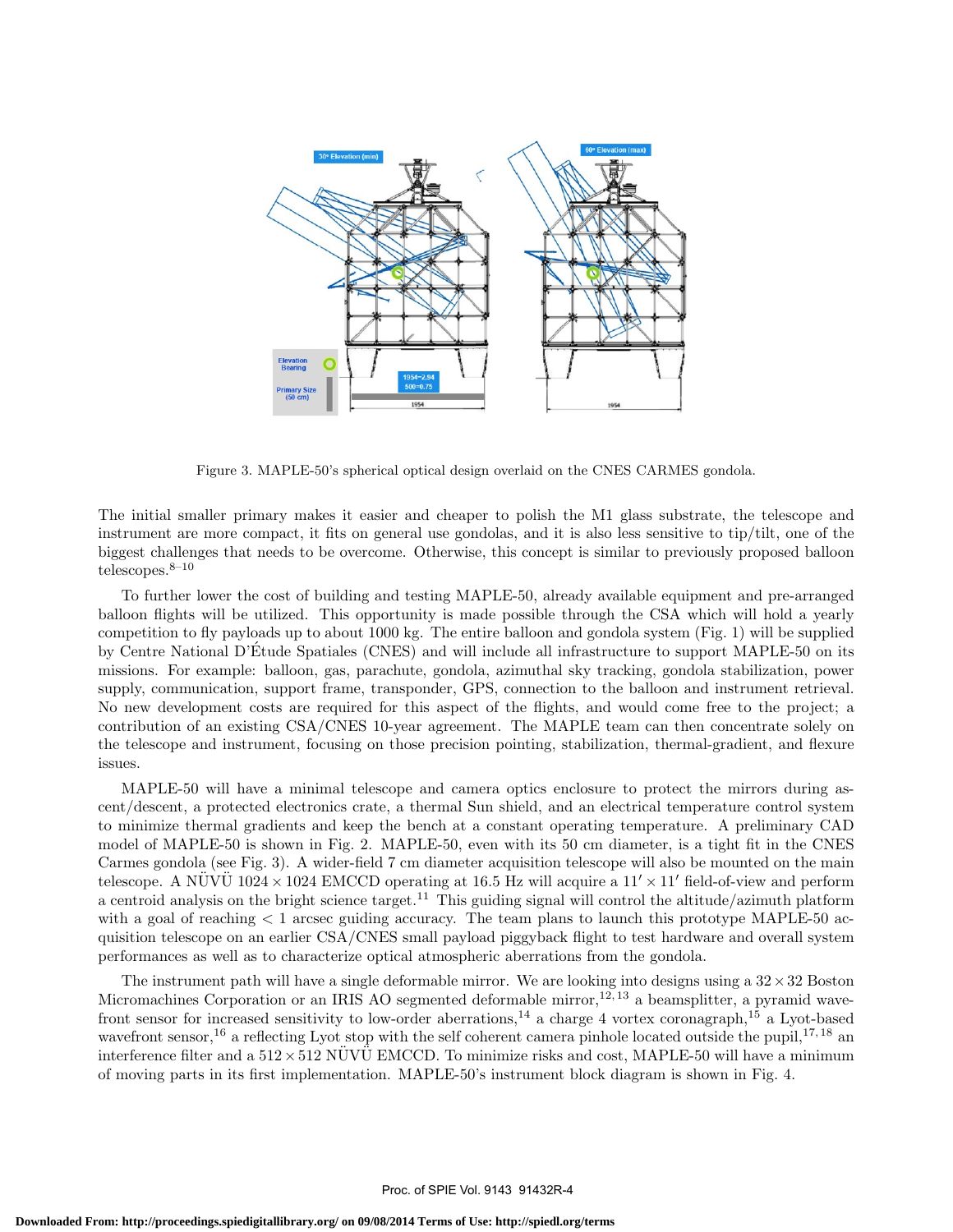Figure 3. MAPLE-50's spherical optical design overlaid on the CNES CARMES gondola.

The initial smaller primary makes it easier and cheaper to polish the M1 glass substrate, the telescope and instrument are more compact, it fits on general use gondolas, and it is also less sensitive to tip/tilt, one of the biggest challenges that needs to be overcome. Otherwise, this concept is similar to previously proposed balloon telescopes.[8–10]

To further lower the cost of building and testing MAPLE-50, already available equipment and pre-arranged balloon flights will be utilized. This opportunity is made possible through the CSA which will hold a yearly competition to fly payloads up to about 1000 kg. The entire balloon and gondola system (Fig. 1) will be supplied by Centre National D'Étude Spatiales (CNES) and will include all infrastructure to support MAPLE-50 on its missions. For example: balloon, gas, parachute, gondola, azimuthal sky tracking, gondola stabilization, power supply, communication, support frame, transponder, GPS, connection to the balloon and instrument retrieval. No new development costs are required for this aspect of the flights, and would come free to the project; a contribution of an existing CSA/CNES 10-year agreement. The MAPLE team can then concentrate solely on the telescope and instrument, focusing on those precision pointing, stabilization, thermal-gradient, and flexure issues.

MAPLE-50 will have a minimal telescope and camera optics enclosure to protect the mirrors during ascent/descent, a protected electronics crate, a thermal Sun shield, and an electrical temperature control system to minimize thermal gradients and keep the bench at a constant operating temperature. A preliminary CAD model of MAPLE-50 is shown in Fig. 2. MAPLE-50, even with its 50 cm diameter, is a tight fit in the CNES Carmes gondola (see Fig. 3). A wider-field 7 cm diameter acquisition telescope will also be mounted on the main telescope. A NÜVÜ $1024 \times 1024$ EMCCD operating at 16.5 Hz will acquire a $11' \times 11'$ field-of-view and perform a centroid analysis on the bright science target.[11] This guiding signal will control the altitude/azimuth platform with a goal of reaching $< 1$ arcsec guiding accuracy. The team plans to launch this prototype MAPLE-50 acquisition telescope on an earlier CSA/CNES small payload piggyback flight to test hardware and overall system performances as well as to characterize optical atmospheric aberrations from the gondola.

The instrument path will have a single deformable mirror. We are looking into designs using a $32 \times 32$ Boston Micromachines Corporation or an IRIS AO segmented deformable mirror,[12,13] a beamsplitter, a pyramid wavefront sensor for increased sensitivity to low-order aberrations,[14] a charge 4 vortex coronagraph,[15] a Lyot-based wavefront sensor,[16] a reflecting Lyot stop with the self coherent camera pinhole located outside the pupil,[17,18] an interference filter and a $512 \times 512$ NÜVÜ EMCCD. To minimize risks and cost, MAPLE-50 will have a minimum of moving parts in its first implementation. MAPLE-50's instrument block diagram is shown in Fig. 4.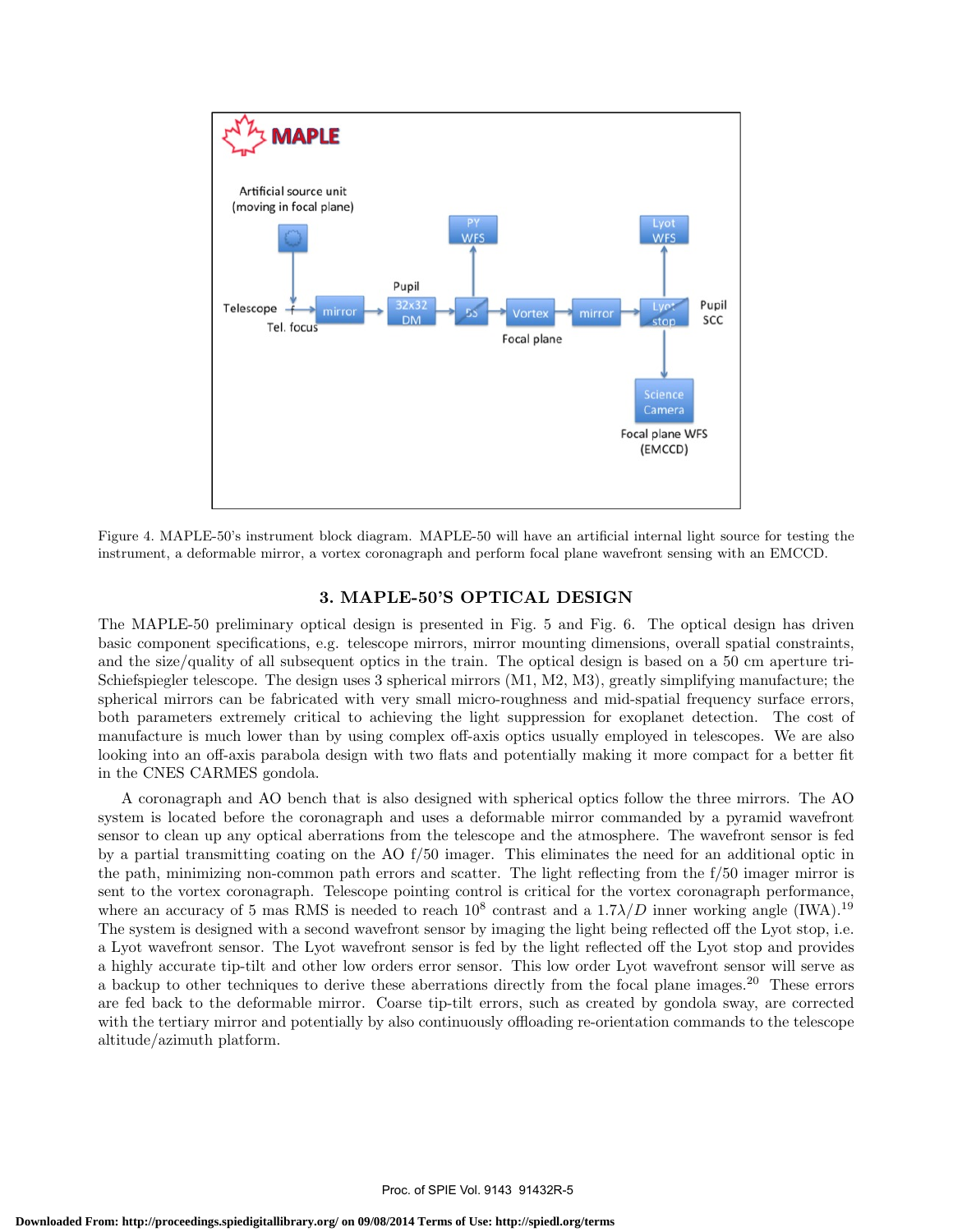Figure 4. MAPLE-50's instrument block diagram. MAPLE-50 will have an artificial internal light source for testing the instrument, a deformable mirror, a vortex coronagraph and perform focal plane wavefront sensing with an EMCCD.

## 3. MAPLE-50'S OPTICAL DESIGN

The MAPLE-50 preliminary optical design is presented in Fig. 5 and Fig. 6. The optical design has driven basic component specifications, e.g. telescope mirrors, mirror mounting dimensions, overall spatial constraints, and the size/quality of all subsequent optics in the train. The optical design is based on a 50 cm aperture tri-Schiefspiegler telescope. The design uses 3 spherical mirrors (M1, M2, M3), greatly simplifying manufacture; the spherical mirrors can be fabricated with very small micro-roughness and mid-spatial frequency surface errors, both parameters extremely critical to achieving the light suppression for exoplanet detection. The cost of manufacture is much lower than by using complex off-axis optics usually employed in telescopes. We are also looking into an off-axis parabola design with two flats and potentially making it more compact for a better fit in the CNES CARMES gondola.

A coronagraph and AO bench that is also designed with spherical optics follow the three mirrors. The AO system is located before the coronagraph and uses a deformable mirror commanded by a pyramid wavefront sensor to clean up any optical aberrations from the telescope and the atmosphere. The wavefront sensor is fed by a partial transmitting coating on the AO f/50 imager. This eliminates the need for an additional optic in the path, minimizing non-common path errors and scatter. The light reflecting from the f/50 imager mirror is sent to the vortex coronagraph. Telescope pointing control is critical for the vortex coronagraph performance, where an accuracy of 5 mas RMS is needed to reach $10^8$ contrast and a $1.7\lambda/D$ inner working angle (IWA).[19] The system is designed with a second wavefront sensor by imaging the light being reflected off the Lyot stop, i.e. a Lyot wavefront sensor. The Lyot wavefront sensor is fed by the light reflected off the Lyot stop and provides a highly accurate tip-tilt and other low orders error sensor. This low order Lyot wavefront sensor will serve as a backup to other techniques to derive these aberrations directly from the focal plane images.[20] These errors are fed back to the deformable mirror. Coarse tip-tilt errors, such as created by gondola sway, are corrected with the tertiary mirror and potentially by also continuously offloading re-orientation commands to the telescope altitude/azimuth platform.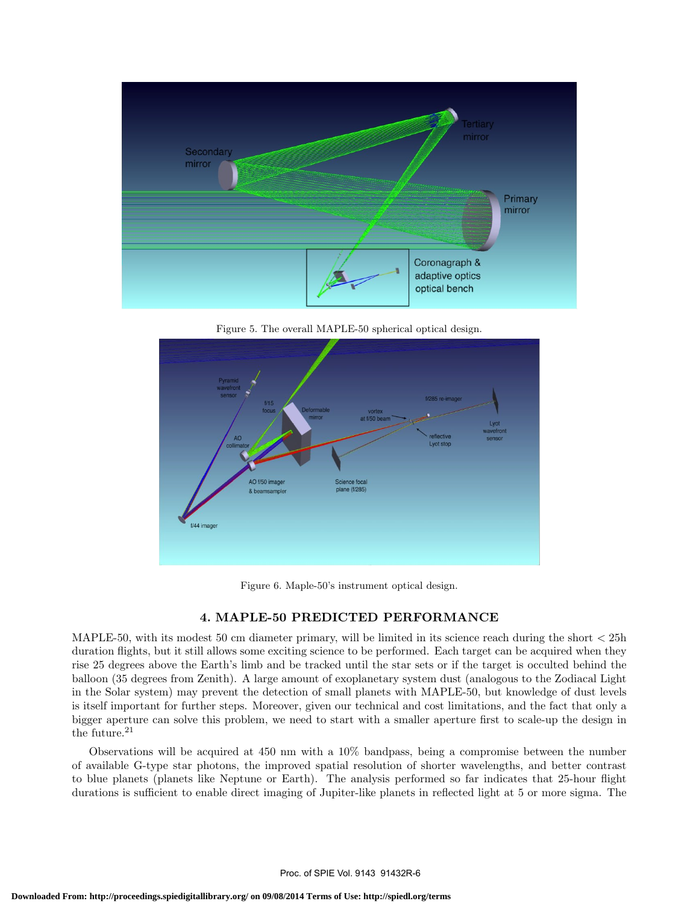Figure 5. The overall MAPLE-50 spherical optical design.

Figure 6. Maple-50's instrument optical design.

## 4. MAPLE-50 PREDICTED PERFORMANCE

MAPLE-50, with its modest 50 cm diameter primary, will be limited in its science reach during the short < 25h duration flights, but it still allows some exciting science to be performed. Each target can be acquired when they rise 25 degrees above the Earth's limb and be tracked until the star sets or if the target is occulted behind the balloon (35 degrees from Zenith). A large amount of exoplanetary system dust (analogous to the Zodiacal Light in the Solar system) may prevent the detection of small planets with MAPLE-50, but knowledge of dust levels is itself important for further steps. Moreover, given our technical and cost limitations, and the fact that only a bigger aperture can solve this problem, we need to start with a smaller aperture first to scale-up the design in the future.[21]

Observations will be acquired at 450 nm with a 10% bandpass, being a compromise between the number of available G-type star photons, the improved spatial resolution of shorter wavelengths, and better contrast to blue planets (planets like Neptune or Earth). The analysis performed so far indicates that 25-hour flight durations is sufficient to enable direct imaging of Jupiter-like planets in reflected light at 5 or more sigma. The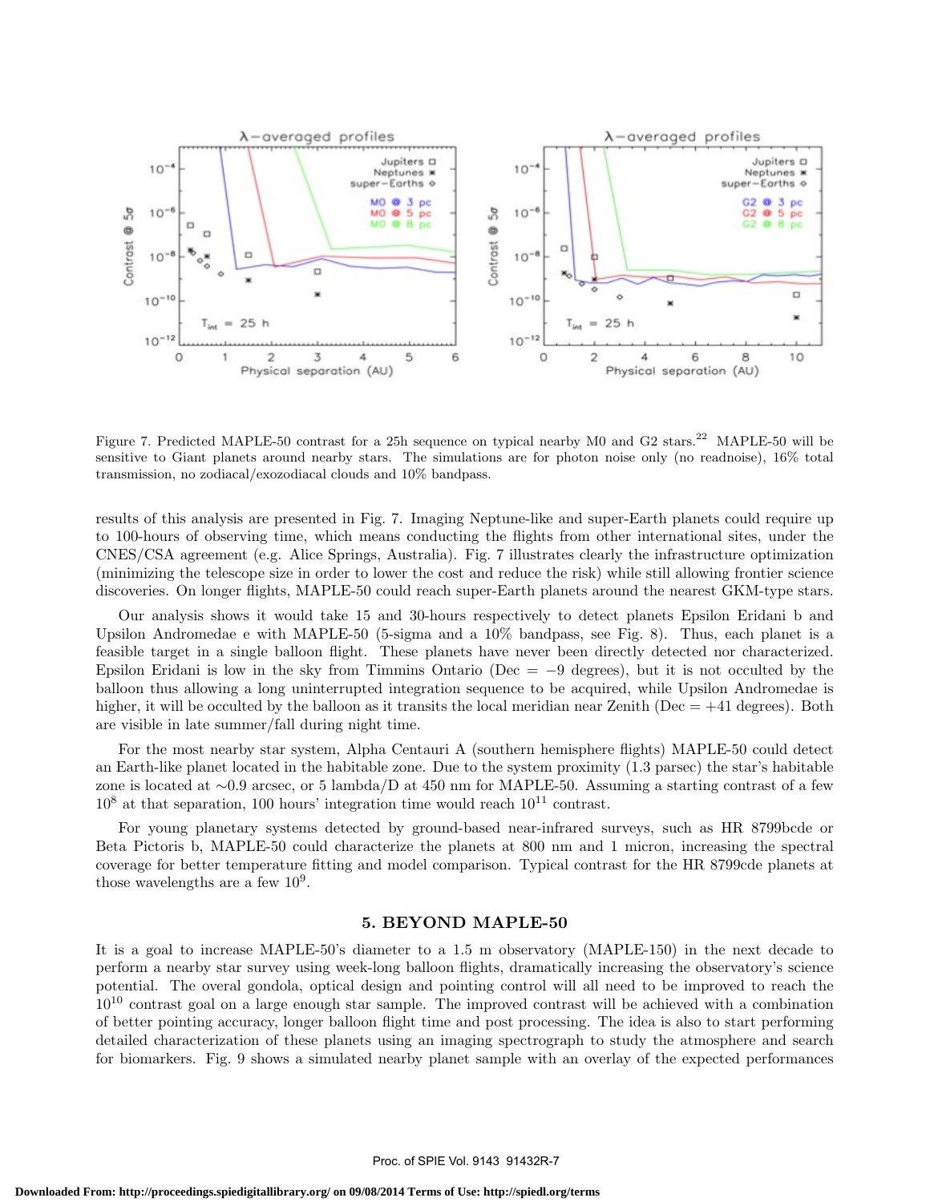Figure 7. Predicted MAPLE-50 contrast for a 25h sequence on typical nearby M0 and G2 stars.[22] MAPLE-50 will be sensitive to Giant planets around nearby stars. The simulations are for photon noise only (no readnoise), 16% total transmission, no zodiacal/exozodiacal clouds and 10% bandpass.

results of this analysis are presented in Fig. 7. Imaging Neptune-like and super-Earth planets could require up to 100-hours of observing time, which means conducting the flights from other international sites, under the CNES/CSA agreement (e.g. Alice Springs, Australia). Fig. 7 illustrates clearly the infrastructure optimization (minimizing the telescope size in order to lower the cost and reduce the risk) while still allowing frontier science discoveries. On longer flights, MAPLE-50 could reach super-Earth planets around the nearest GKM-type stars.

Our analysis shows it would take 15 and 30-hours respectively to detect planets Epsilon Eridani b and Upsilon Andromedae e with MAPLE-50 (5-sigma and a 10% bandpass, see Fig. 8). Thus, each planet is a feasible target in a single balloon flight. These planets have never been directly detected nor characterized. Epsilon Eridani is low in the sky from Timmins Ontario (Dec = −9 degrees), but it is not occulted by the balloon thus allowing a long uninterrupted integration sequence to be acquired, while Upsilon Andromedae is higher, it will be occulted by the balloon as it transits the local meridian near Zenith (Dec = +41 degrees). Both are visible in late summer/fall during night time.

For the most nearby star system, Alpha Centauri A (southern hemisphere flights) MAPLE-50 could detect an Earth-like planet located in the habitable zone. Due to the system proximity (1.3 parsec) the star's habitable zone is located at ∼0.9 arcsec, or 5 lambda/D at 450 nm for MAPLE-50. Assuming a starting contrast of a few $10^{8}$ at that separation, 100 hours' integration time would reach $10^{11}$ contrast.

For young planetary systems detected by ground-based near-infrared surveys, such as HR 8799bcde or Beta Pictoris b, MAPLE-50 could characterize the planets at 800 nm and 1 micron, increasing the spectral coverage for better temperature fitting and model comparison. Typical contrast for the HR 8799cde planets at those wavelengths are a few $10^{9}$.

## 5. BEYOND MAPLE-50

It is a goal to increase MAPLE-50's diameter to a 1.5 m observatory (MAPLE-150) in the next decade to perform a nearby star survey using week-long balloon flights, dramatically increasing the observatory's science potential. The overal gondola, optical design and pointing control will all need to be improved to reach the $10^{10}$ contrast goal on a large enough star sample. The improved contrast will be achieved with a combination of better pointing accuracy, longer balloon flight time and post processing. The idea is also to start performing detailed characterization of these planets using an imaging spectrograph to study the atmosphere and search for biomarkers. Fig. 9 shows a simulated nearby planet sample with an overlay of the expected performances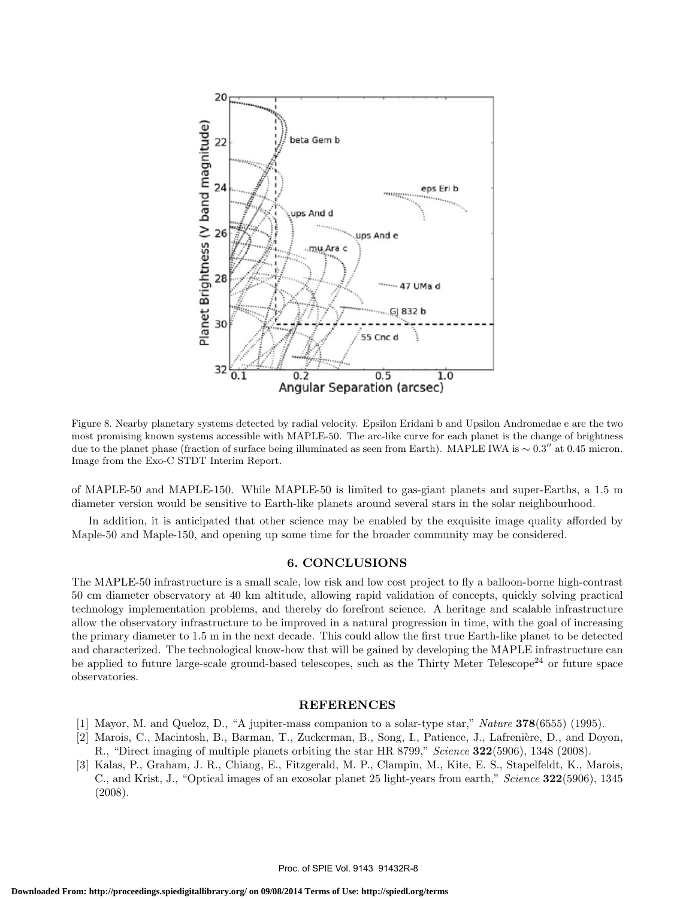Figure 8. Nearby planetary systems detected by radial velocity. Epsilon Eridani b and Upsilon Andromedae e are the two most promising known systems accessible with MAPLE-50. The arc-like curve for each planet is the change of brightness due to the planet phase (fraction of surface being illuminated as seen from Earth). MAPLE IWA is $\sim 0.3''$ at 0.45 micron. Image from the Exo-C STDT Interim Report.

of MAPLE-50 and MAPLE-150. While MAPLE-50 is limited to gas-giant planets and super-Earths, a 1.5 m diameter version would be sensitive to Earth-like planets around several stars in the solar neighbourhood.

In addition, it is anticipated that other science may be enabled by the exquisite image quality afforded by Maple-50 and Maple-150, and opening up some time for the broader community may be considered.

## 6. CONCLUSIONS

The MAPLE-50 infrastructure is a small scale, low risk and low cost project to fly a balloon-borne high-contrast 50 cm diameter observatory at 40 km altitude, allowing rapid validation of concepts, quickly solving practical technology implementation problems, and thereby do forefront science. A heritage and scalable infrastructure allow the observatory infrastructure to be improved in a natural progression in time, with the goal of increasing the primary diameter to 1.5 m in the next decade. This could allow the first true Earth-like planet to be detected and characterized. The technological know-how that will be gained by developing the MAPLE infrastructure can be applied to future large-scale ground-based telescopes, such as the Thirty Meter Telescope[24] or future space observatories.

## REFERENCES

[1] Mayor, M. and Queloz, D., "A jupiter-mass companion to a solar-type star," *Nature* **378**(6555) (1995).

[2] Marois, C., Macintosh, B., Barman, T., Zuckerman, B., Song, I., Patience, J., Lafrenière, D., and Doyon, R., "Direct imaging of multiple planets orbiting the star HR 8799," *Science* **322**(5906), 1348 (2008).

[3] Kalas, P., Graham, J. R., Chiang, E., Fitzgerald, M. P., Clampin, M., Kite, E. S., Stapelfeldt, K., Marois, C., and Krist, J., "Optical images of an exosolar planet 25 light-years from earth," *Science* **322**(5906), 1345 (2008).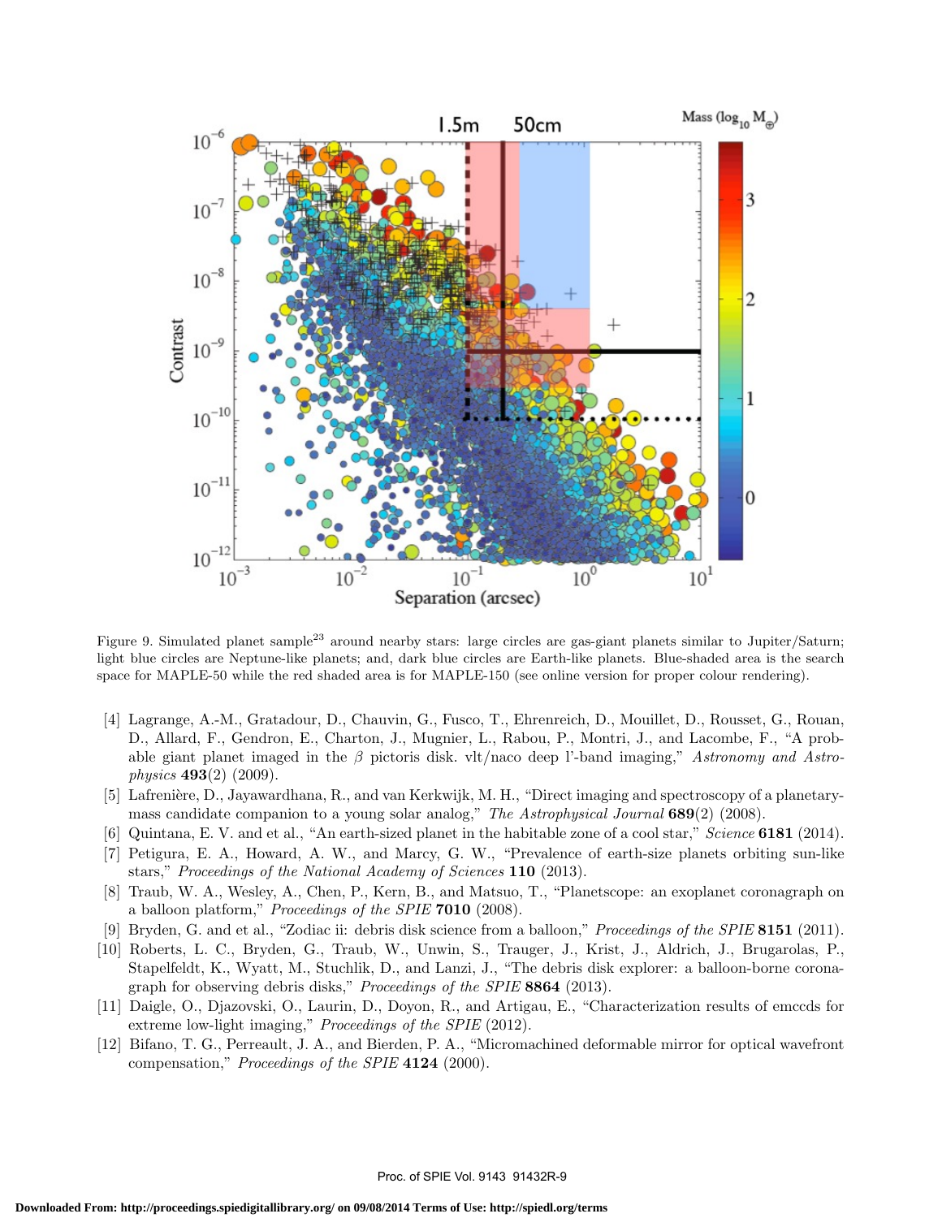Figure 9. Simulated planet sample[23] around nearby stars: large circles are gas-giant planets similar to Jupiter/Saturn; light blue circles are Neptune-like planets; and, dark blue circles are Earth-like planets. Blue-shaded area is the search space for MAPLE-50 while the red shaded area is for MAPLE-150 (see online version for proper colour rendering).

[4] Lagrange, A.-M., Gratadour, D., Chauvin, G., Fusco, T., Ehrenreich, D., Mouillet, D., Rousset, G., Rouan, D., Allard, F., Gendron, E., Charton, J., Mugnier, L., Rabou, P., Montri, J., and Lacombe, F., "A probable giant planet imaged in the $\beta$ pictoris disk. vlt/naco deep l'-band imaging," *Astronomy and Astrophysics* **493**(2) (2009).

[5] Lafrenière, D., Jayawardhana, R., and van Kerkwijk, M. H., "Direct imaging and spectroscopy of a planetary-mass candidate companion to a young solar analog," *The Astrophysical Journal* **689**(2) (2008).

[6] Quintana, E. V. and et al., "An earth-sized planet in the habitable zone of a cool star," *Science* **6181** (2014).

[7] Petigura, E. A., Howard, A. W., and Marcy, G. W., "Prevalence of earth-size planets orbiting sun-like stars," *Proceedings of the National Academy of Sciences* **110** (2013).

[8] Traub, W. A., Wesley, A., Chen, P., Kern, B., and Matsuo, T., "Planetscope: an exoplanet coronagraph on a balloon platform," *Proceedings of the SPIE* **7010** (2008).

[9] Bryden, G. and et al., "Zodiac ii: debris disk science from a balloon," *Proceedings of the SPIE* **8151** (2011).

[10] Roberts, L. C., Bryden, G., Traub, W., Unwin, S., Trauger, J., Krist, J., Aldrich, J., Brugarolas, P., Stapelfeldt, K., Wyatt, M., Stuchlik, D., and Lanzi, J., "The debris disk explorer: a balloon-borne coronagraph for observing debris disks," *Proceedings of the SPIE* **8864** (2013).

[11] Daigle, O., Djazovski, O., Laurin, D., Doyon, R., and Artigau, E., "Characterization results of emccds for extreme low-light imaging," *Proceedings of the SPIE* (2012).

[12] Bifano, T. G., Perreault, J. A., and Bierden, P. A., "Micromachined deformable mirror for optical wavefront compensation," *Proceedings of the SPIE* **4124** (2000).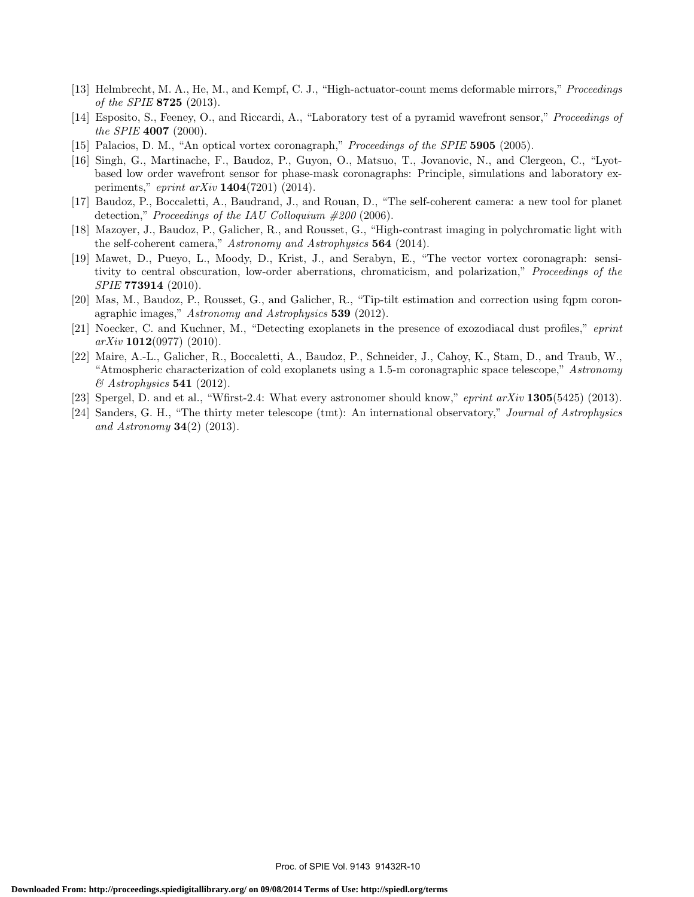[13] Helmbrecht, M. A., He, M., and Kempf, C. J., "High-actuator-count mems deformable mirrors," *Proceedings of the SPIE* **8725** (2013).

[14] Esposito, S., Feeney, O., and Riccardi, A., "Laboratory test of a pyramid wavefront sensor," *Proceedings of the SPIE* **4007** (2000).

[15] Palacios, D. M., "An optical vortex coronagraph," *Proceedings of the SPIE* **5905** (2005).

[16] Singh, G., Martinache, F., Baudoz, P., Guyon, O., Matsuo, T., Jovanovic, N., and Clergeon, C., "Lyot-based low order wavefront sensor for phase-mask coronagraphs: Principle, simulations and laboratory experiments," *eprint arXiv* **1404**(7201) (2014).

[17] Baudoz, P., Boccaletti, A., Baudrand, J., and Rouan, D., "The self-coherent camera: a new tool for planet detection," *Proceedings of the IAU Colloquium #200* (2006).

[18] Mazoyer, J., Baudoz, P., Galicher, R., and Rousset, G., "High-contrast imaging in polychromatic light with the self-coherent camera," *Astronomy and Astrophysics* **564** (2014).

[19] Mawet, D., Pueyo, L., Moody, D., Krist, J., and Serabyn, E., "The vector vortex coronagraph: sensitivity to central obscuration, low-order aberrations, chromaticism, and polarization," *Proceedings of the SPIE* **773914** (2010).

[20] Mas, M., Baudoz, P., Rousset, G., and Galicher, R., "Tip-tilt estimation and correction using fqpm coronagraphic images," *Astronomy and Astrophysics* **539** (2012).

[21] Noecker, C. and Kuchner, M., "Detecting exoplanets in the presence of exozodiacal dust profiles," *eprint arXiv* **1012**(0977) (2010).

[22] Maire, A.-L., Galicher, R., Boccaletti, A., Baudoz, P., Schneider, J., Cahoy, K., Stam, D., and Traub, W., "Atmospheric characterization of cold exoplanets using a 1.5-m coronagraphic space telescope," *Astronomy & Astrophysics* **541** (2012).

[23] Spergel, D. and et al., "Wfirst-2.4: What every astronomer should know," *eprint arXiv* **1305**(5425) (2013).

[24] Sanders, G. H., "The thirty meter telescope (tmt): An international observatory," *Journal of Astrophysics and Astronomy* **34**(2) (2013).